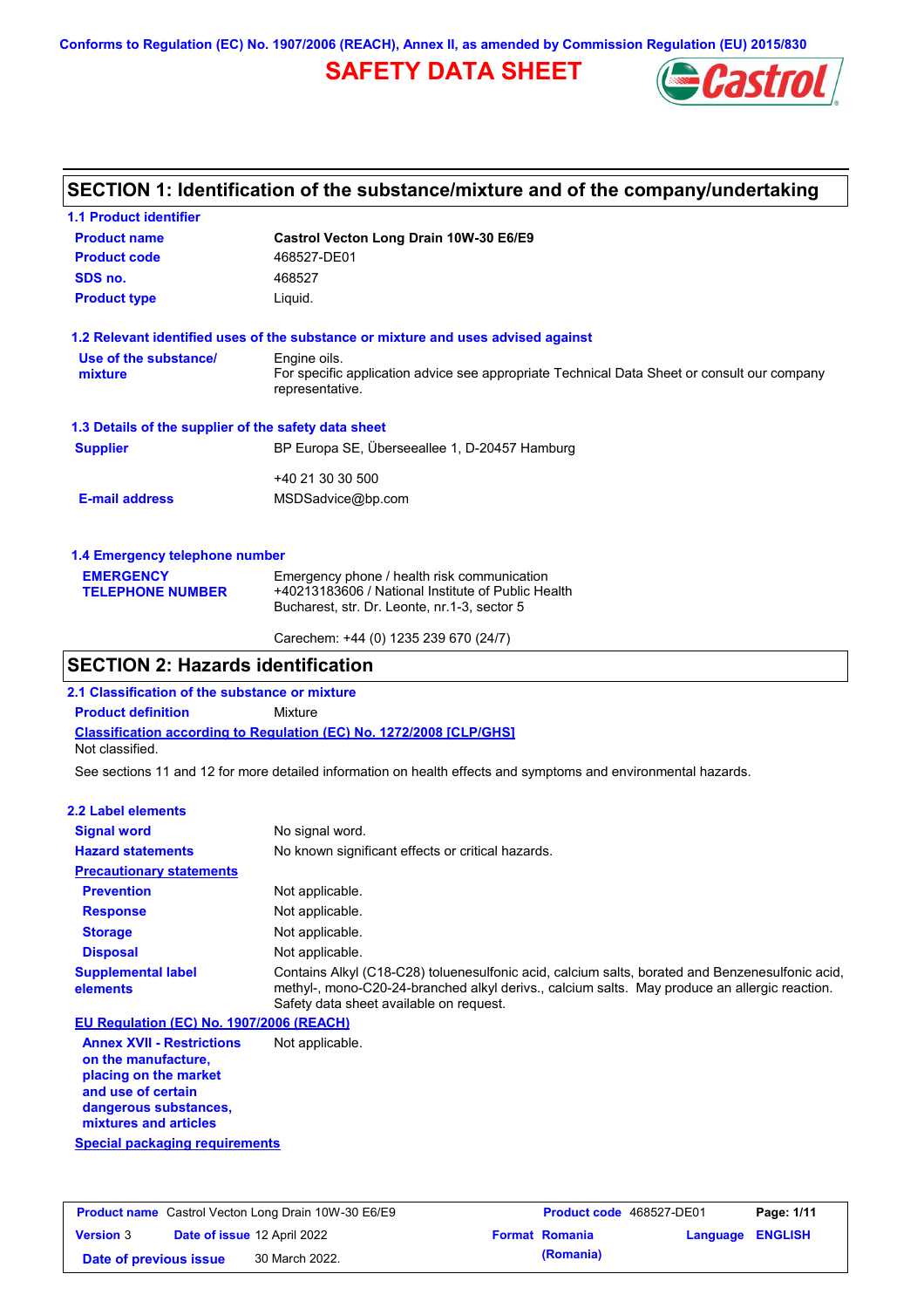Conforms to Regulation (EC) No. 1907/2006 (REACH), Annex II, as amended by Commission Regulation (EU) 2015/830

# SAFETY DATA SHEET

## SECTION 1: Identification of the substance/mixture and of the company/undertaking

### 1.1 Product identifier

| | |
|---|---|
| **Product name** | **Castrol Vecton Long Drain 10W-30 E6/E9** |
| **Product code** | 468527-DE01 |
| **SDS no.** | 468527 |
| **Product type** | Liquid. |

### 1.2 Relevant identified uses of the substance or mixture and uses advised against

| | |
|---|---|
| **Use of the substance/ mixture** | Engine oils. For specific application advice see appropriate Technical Data Sheet or consult our company representative. |

### 1.3 Details of the supplier of the safety data sheet

| | |
|---|---|
| **Supplier** | BP Europa SE, Überseeallee 1, D-20457 Hamburg |
| | +40 21 30 30 500 |
| **E-mail address** | MSDSadvice@bp.com |

### 1.4 Emergency telephone number

| | |
|---|---|
| **EMERGENCY TELEPHONE NUMBER** | Emergency phone / health risk communication +40213183606 / National Institute of Public Health Bucharest, str. Dr. Leonte, nr.1-3, sector 5 |
| | Carechem: +44 (0) 1235 239 670 (24/7) |

## SECTION 2: Hazards identification

### 2.1 Classification of the substance or mixture

**Product definition** Mixture

**Classification according to Regulation (EC) No. 1272/2008 [CLP/GHS]**

Not classified.

See sections 11 and 12 for more detailed information on health effects and symptoms and environmental hazards.

### 2.2 Label elements

| | |
|---|---|
| **Signal word** | No signal word. |
| **Hazard statements** | No known significant effects or critical hazards. |
| **Precautionary statements** | |
| **Prevention** | Not applicable. |
| **Response** | Not applicable. |
| **Storage** | Not applicable. |
| **Disposal** | Not applicable. |
| **Supplemental label elements** | Contains Alkyl (C18-C28) toluenesulfonic acid, calcium salts, borated and Benzenesulfonic acid, methyl-, mono-C20-24-branched alkyl derivs., calcium salts. May produce an allergic reaction. Safety data sheet available on request. |

**EU Regulation (EC) No. 1907/2006 (REACH)**

| | |
|---|---|
| **Annex XVII - Restrictions on the manufacture, placing on the market and use of certain dangerous substances, mixtures and articles** | Not applicable. |

**Special packaging requirements**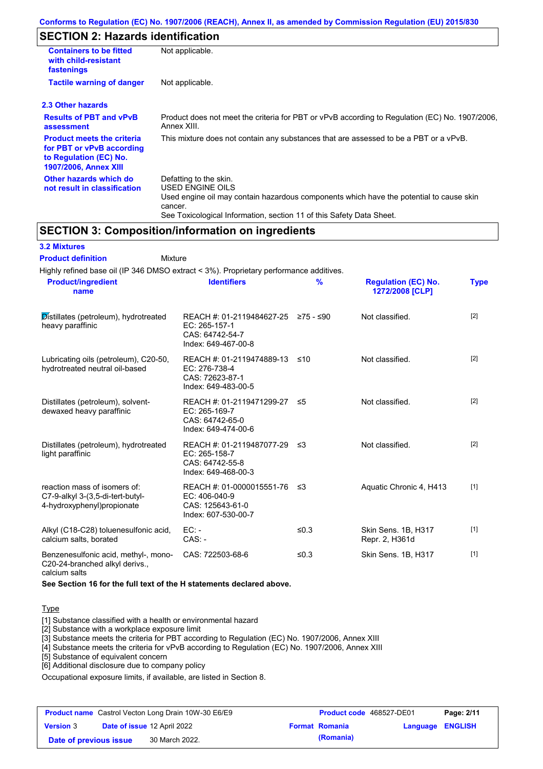## SECTION 2: Hazards identification

| | |
|---|---|
| **Containers to be fitted with child-resistant fastenings** | Not applicable. |
| **Tactile warning of danger** | Not applicable. |

### 2.3 Other hazards

| | |
|---|---|
| **Results of PBT and vPvB assessment** | Product does not meet the criteria for PBT or vPvB according to Regulation (EC) No. 1907/2006, Annex XIII. |
| **Product meets the criteria for PBT or vPvB according to Regulation (EC) No. 1907/2006, Annex XIII** | This mixture does not contain any substances that are assessed to be a PBT or a vPvB. |
| **Other hazards which do not result in classification** | Defatting to the skin.<br>USED ENGINE OILS<br>Used engine oil may contain hazardous components which have the potential to cause skin cancer.<br>See Toxicological Information, section 11 of this Safety Data Sheet. |

## SECTION 3: Composition/information on ingredients

### 3.2 Mixtures

**Product definition** Mixture

Highly refined base oil (IP 346 DMSO extract < 3%). Proprietary performance additives.

| Product/ingredient name | Identifiers | % | Regulation (EC) No. 1272/2008 [CLP] | Type |
|---|---|---|---|---|
| Distillates (petroleum), hydrotreated heavy paraffinic | REACH #: 01-2119484627-25<br>EC: 265-157-1<br>CAS: 64742-54-7<br>Index: 649-467-00-8 | ≥75 - ≤90 | Not classified. | [2] |
| Lubricating oils (petroleum), C20-50, hydrotreated neutral oil-based | REACH #: 01-2119474889-13<br>EC: 276-738-4<br>CAS: 72623-87-1<br>Index: 649-483-00-5 | ≤10 | Not classified. | [2] |
| Distillates (petroleum), solvent-dewaxed heavy paraffinic | REACH #: 01-2119471299-27<br>EC: 265-169-7<br>CAS: 64742-65-0<br>Index: 649-474-00-6 | ≤5 | Not classified. | [2] |
| Distillates (petroleum), hydrotreated light paraffinic | REACH #: 01-2119487077-29<br>EC: 265-158-7<br>CAS: 64742-55-8<br>Index: 649-468-00-3 | ≤3 | Not classified. | [2] |
| reaction mass of isomers of: C7-9-alkyl 3-(3,5-di-tert-butyl-4-hydroxyphenyl)propionate | REACH #: 01-0000015551-76<br>EC: 406-040-9<br>CAS: 125643-61-0<br>Index: 607-530-00-7 | ≤3 | Aquatic Chronic 4, H413 | [1] |
| Alkyl (C18-C28) toluenesulfonic acid, calcium salts, borated | EC: -<br>CAS: - | ≤0.3 | Skin Sens. 1B, H317<br>Repr. 2, H361d | [1] |
| Benzenesulfonic acid, methyl-, mono-C20-24-branched alkyl derivs., calcium salts | CAS: 722503-68-6 | ≤0.3 | Skin Sens. 1B, H317 | [1] |

**See Section 16 for the full text of the H statements declared above.**

Type

[1] Substance classified with a health or environmental hazard
[2] Substance with a workplace exposure limit
[3] Substance meets the criteria for PBT according to Regulation (EC) No. 1907/2006, Annex XIII
[4] Substance meets the criteria for vPvB according to Regulation (EC) No. 1907/2006, Annex XIII
[5] Substance of equivalent concern
[6] Additional disclosure due to company policy

Occupational exposure limits, if available, are listed in Section 8.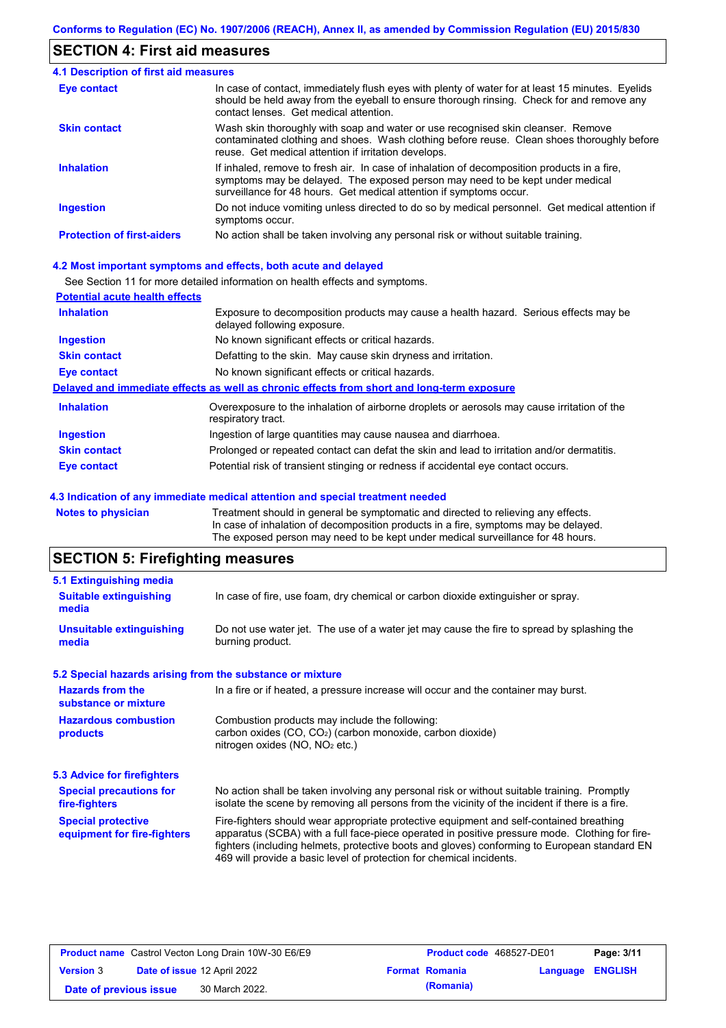## SECTION 4: First aid measures

### 4.1 Description of first aid measures

| | |
|---|---|
| **Eye contact** | In case of contact, immediately flush eyes with plenty of water for at least 15 minutes. Eyelids should be held away from the eyeball to ensure thorough rinsing. Check for and remove any contact lenses. Get medical attention. |
| **Skin contact** | Wash skin thoroughly with soap and water or use recognised skin cleanser. Remove contaminated clothing and shoes. Wash clothing before reuse. Clean shoes thoroughly before reuse. Get medical attention if irritation develops. |
| **Inhalation** | If inhaled, remove to fresh air. In case of inhalation of decomposition products in a fire, symptoms may be delayed. The exposed person may need to be kept under medical surveillance for 48 hours. Get medical attention if symptoms occur. |
| **Ingestion** | Do not induce vomiting unless directed to do so by medical personnel. Get medical attention if symptoms occur. |
| **Protection of first-aiders** | No action shall be taken involving any personal risk or without suitable training. |

### 4.2 Most important symptoms and effects, both acute and delayed

See Section 11 for more detailed information on health effects and symptoms.

**Potential acute health effects**

| | |
|---|---|
| **Inhalation** | Exposure to decomposition products may cause a health hazard. Serious effects may be delayed following exposure. |
| **Ingestion** | No known significant effects or critical hazards. |
| **Skin contact** | Defatting to the skin. May cause skin dryness and irritation. |
| **Eye contact** | No known significant effects or critical hazards. |

**Delayed and immediate effects as well as chronic effects from short and long-term exposure**

| | |
|---|---|
| **Inhalation** | Overexposure to the inhalation of airborne droplets or aerosols may cause irritation of the respiratory tract. |
| **Ingestion** | Ingestion of large quantities may cause nausea and diarrhoea. |
| **Skin contact** | Prolonged or repeated contact can defat the skin and lead to irritation and/or dermatitis. |
| **Eye contact** | Potential risk of transient stinging or redness if accidental eye contact occurs. |

### 4.3 Indication of any immediate medical attention and special treatment needed

| | |
|---|---|
| **Notes to physician** | Treatment should in general be symptomatic and directed to relieving any effects. In case of inhalation of decomposition products in a fire, symptoms may be delayed. The exposed person may need to be kept under medical surveillance for 48 hours. |

## SECTION 5: Firefighting measures

### 5.1 Extinguishing media

| | |
|---|---|
| **Suitable extinguishing media** | In case of fire, use foam, dry chemical or carbon dioxide extinguisher or spray. |
| **Unsuitable extinguishing media** | Do not use water jet. The use of a water jet may cause the fire to spread by splashing the burning product. |

### 5.2 Special hazards arising from the substance or mixture

| | |
|---|---|
| **Hazards from the substance or mixture** | In a fire or if heated, a pressure increase will occur and the container may burst. |
| **Hazardous combustion products** | Combustion products may include the following: carbon oxides (CO, $CO_2$) (carbon monoxide, carbon dioxide) nitrogen oxides (NO, $NO_2$ etc.) |

### 5.3 Advice for firefighters

| | |
|---|---|
| **Special precautions for fire-fighters** | No action shall be taken involving any personal risk or without suitable training. Promptly isolate the scene by removing all persons from the vicinity of the incident if there is a fire. |
| **Special protective equipment for fire-fighters** | Fire-fighters should wear appropriate protective equipment and self-contained breathing apparatus (SCBA) with a full face-piece operated in positive pressure mode. Clothing for fire-fighters (including helmets, protective boots and gloves) conforming to European standard EN 469 will provide a basic level of protection for chemical incidents. |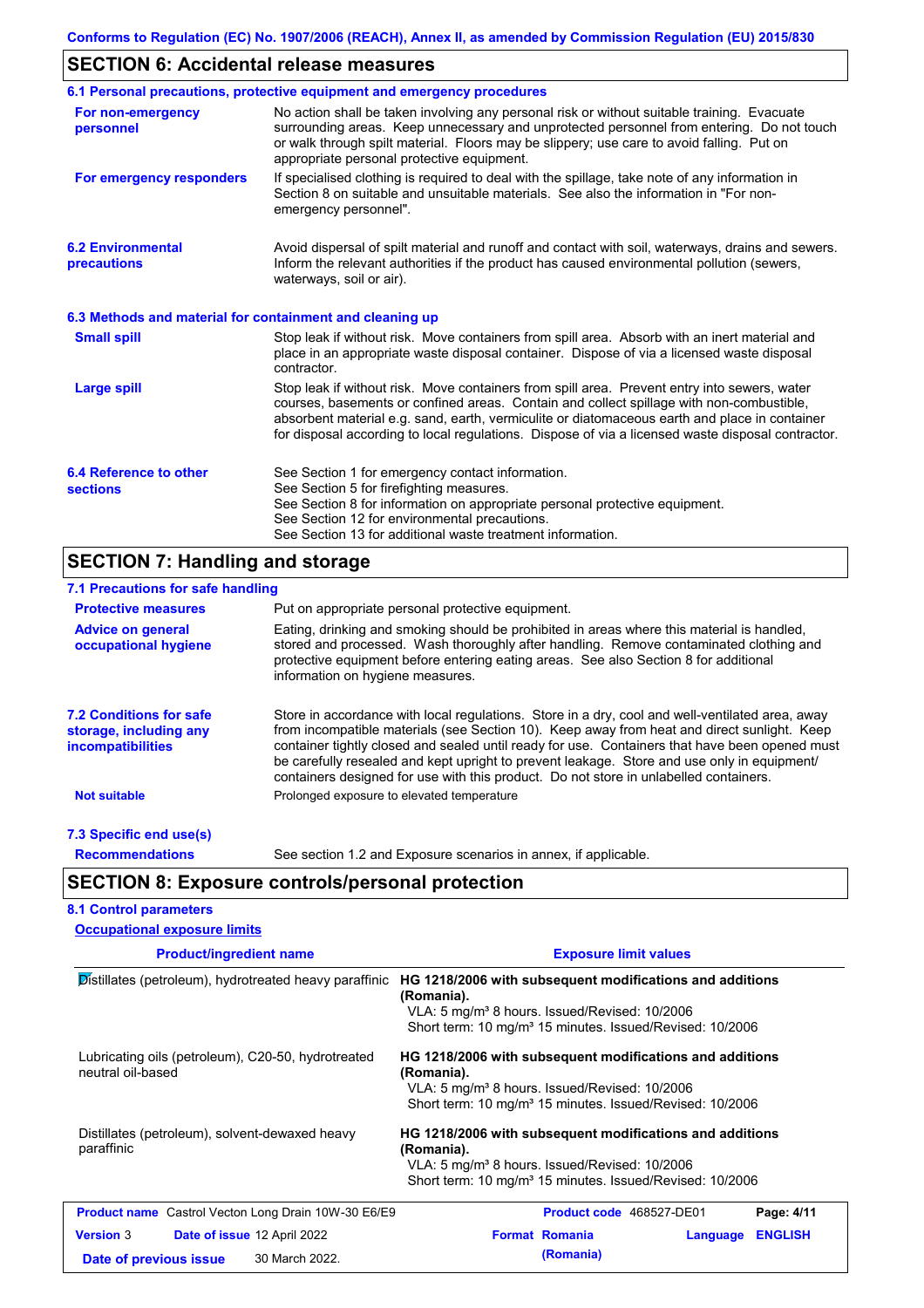Conforms to Regulation (EC) No. 1907/2006 (REACH), Annex II, as amended by Commission Regulation (EU) 2015/830

## SECTION 6: Accidental release measures

### 6.1 Personal precautions, protective equipment and emergency procedures

**For non-emergency personnel**

No action shall be taken involving any personal risk or without suitable training. Evacuate surrounding areas. Keep unnecessary and unprotected personnel from entering. Do not touch or walk through spilt material. Floors may be slippery; use care to avoid falling. Put on appropriate personal protective equipment.

**For emergency responders**

If specialised clothing is required to deal with the spillage, take note of any information in Section 8 on suitable and unsuitable materials. See also the information in "For non-emergency personnel".

### 6.2 Environmental precautions

Avoid dispersal of spilt material and runoff and contact with soil, waterways, drains and sewers. Inform the relevant authorities if the product has caused environmental pollution (sewers, waterways, soil or air).

### 6.3 Methods and material for containment and cleaning up

**Small spill**

Stop leak if without risk. Move containers from spill area. Absorb with an inert material and place in an appropriate waste disposal container. Dispose of via a licensed waste disposal contractor.

**Large spill**

Stop leak if without risk. Move containers from spill area. Prevent entry into sewers, water courses, basements or confined areas. Contain and collect spillage with non-combustible, absorbent material e.g. sand, earth, vermiculite or diatomaceous earth and place in container for disposal according to local regulations. Dispose of via a licensed waste disposal contractor.

### 6.4 Reference to other sections

See Section 1 for emergency contact information.
See Section 5 for firefighting measures.
See Section 8 for information on appropriate personal protective equipment.
See Section 12 for environmental precautions.
See Section 13 for additional waste treatment information.

## SECTION 7: Handling and storage

### 7.1 Precautions for safe handling

**Protective measures**

Put on appropriate personal protective equipment.

**Advice on general occupational hygiene**

Eating, drinking and smoking should be prohibited in areas where this material is handled, stored and processed. Wash thoroughly after handling. Remove contaminated clothing and protective equipment before entering eating areas. See also Section 8 for additional information on hygiene measures.

### 7.2 Conditions for safe storage, including any incompatibilities

Store in accordance with local regulations. Store in a dry, cool and well-ventilated area, away from incompatible materials (see Section 10). Keep away from heat and direct sunlight. Keep container tightly closed and sealed until ready for use. Containers that have been opened must be carefully resealed and kept upright to prevent leakage. Store and use only in equipment/ containers designed for use with this product. Do not store in unlabelled containers.

**Not suitable**

Prolonged exposure to elevated temperature

### 7.3 Specific end use(s)

**Recommendations**

See section 1.2 and Exposure scenarios in annex, if applicable.

## SECTION 8: Exposure controls/personal protection

### 8.1 Control parameters

**Occupational exposure limits**

| Product/ingredient name | Exposure limit values |
|---|---|
| Distillates (petroleum), hydrotreated heavy paraffinic | **HG 1218/2006 with subsequent modifications and additions (Romania).**<br>VLA: 5 mg/m³ 8 hours. Issued/Revised: 10/2006<br>Short term: 10 mg/m³ 15 minutes. Issued/Revised: 10/2006 |
| Lubricating oils (petroleum), C20-50, hydrotreated neutral oil-based | **HG 1218/2006 with subsequent modifications and additions (Romania).**<br>VLA: 5 mg/m³ 8 hours. Issued/Revised: 10/2006<br>Short term: 10 mg/m³ 15 minutes. Issued/Revised: 10/2006 |
| Distillates (petroleum), solvent-dewaxed heavy paraffinic | **HG 1218/2006 with subsequent modifications and additions (Romania).**<br>VLA: 5 mg/m³ 8 hours. Issued/Revised: 10/2006<br>Short term: 10 mg/m³ 15 minutes. Issued/Revised: 10/2006 |

| | | | |
|---|---|---|---|
| **Product name** Castrol Vecton Long Drain 10W-30 E6/E9 | | **Product code** 468527-DE01 | |
| **Version** 3 | **Date of issue** 12 April 2022 | **Format** Romania (Romania) | **Language** ENGLISH |
| **Date of previous issue** | 30 March 2022. | | |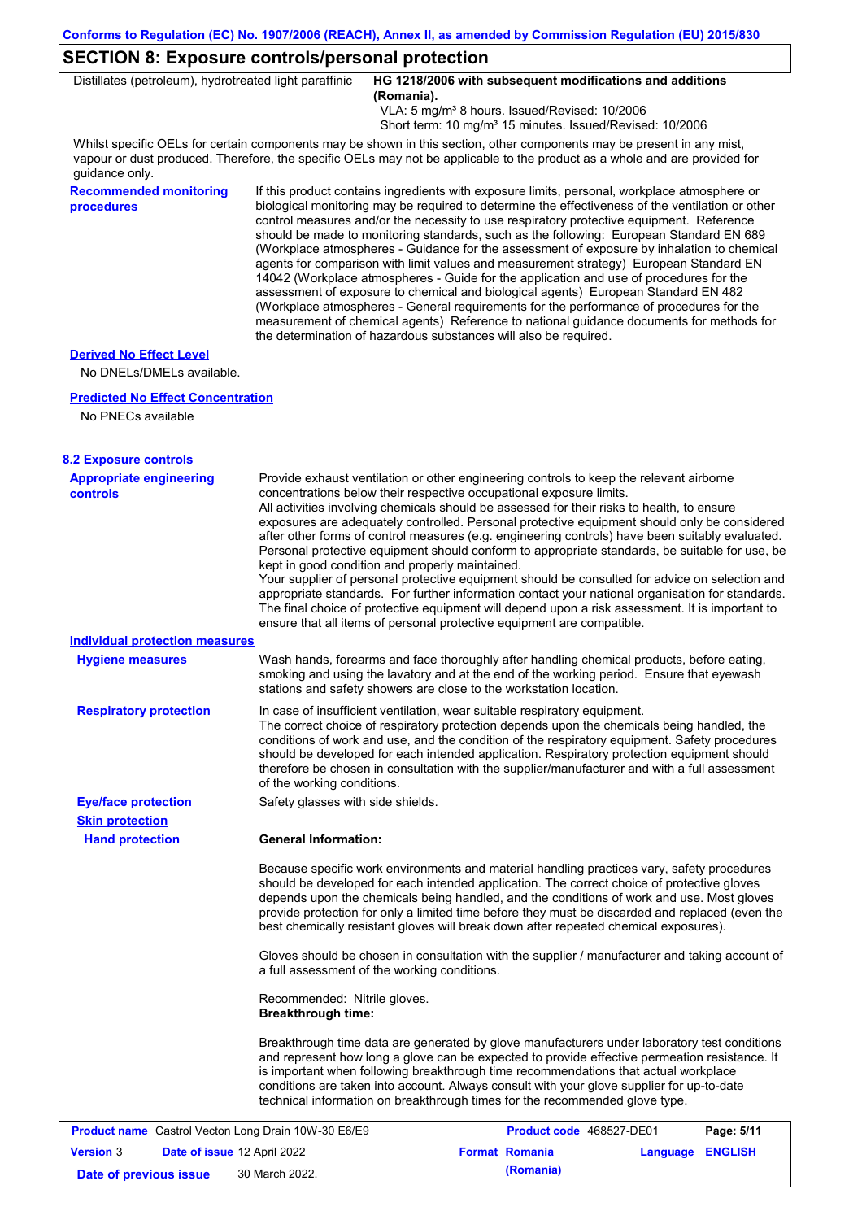## SECTION 8: Exposure controls/personal protection

| Distillates (petroleum), hydrotreated light paraffinic | **HG 1218/2006 with subsequent modifications and additions (Romania).** VLA: 5 mg/m³ 8 hours. Issued/Revised: 10/2006 Short term: 10 mg/m³ 15 minutes. Issued/Revised: 10/2006 |
|---|---|

Whilst specific OELs for certain components may be shown in this section, other components may be present in any mist, vapour or dust produced. Therefore, the specific OELs may not be applicable to the product as a whole and are provided for guidance only.

**Recommended monitoring procedures**

If this product contains ingredients with exposure limits, personal, workplace atmosphere or biological monitoring may be required to determine the effectiveness of the ventilation or other control measures and/or the necessity to use respiratory protective equipment. Reference should be made to monitoring standards, such as the following: European Standard EN 689 (Workplace atmospheres - Guidance for the assessment of exposure by inhalation to chemical agents for comparison with limit values and measurement strategy) European Standard EN 14042 (Workplace atmospheres - Guide for the application and use of procedures for the assessment of exposure to chemical and biological agents) European Standard EN 482 (Workplace atmospheres - General requirements for the performance of procedures for the measurement of chemical agents) Reference to national guidance documents for methods for the determination of hazardous substances will also be required.

**Derived No Effect Level**

No DNELs/DMELs available.

**Predicted No Effect Concentration**

No PNECs available

### 8.2 Exposure controls

**Appropriate engineering controls**

Provide exhaust ventilation or other engineering controls to keep the relevant airborne concentrations below their respective occupational exposure limits.
All activities involving chemicals should be assessed for their risks to health, to ensure exposures are adequately controlled. Personal protective equipment should only be considered after other forms of control measures (e.g. engineering controls) have been suitably evaluated. Personal protective equipment should conform to appropriate standards, be suitable for use, be kept in good condition and properly maintained.
Your supplier of personal protective equipment should be consulted for advice on selection and appropriate standards. For further information contact your national organisation for standards. The final choice of protective equipment will depend upon a risk assessment. It is important to ensure that all items of personal protective equipment are compatible.

**Individual protection measures**

**Hygiene measures**

Wash hands, forearms and face thoroughly after handling chemical products, before eating, smoking and using the lavatory and at the end of the working period. Ensure that eyewash stations and safety showers are close to the workstation location.

**Respiratory protection**

In case of insufficient ventilation, wear suitable respiratory equipment.
The correct choice of respiratory protection depends upon the chemicals being handled, the conditions of work and use, and the condition of the respiratory equipment. Safety procedures should be developed for each intended application. Respiratory protection equipment should therefore be chosen in consultation with the supplier/manufacturer and with a full assessment of the working conditions.

**Eye/face protection**

Safety glasses with side shields.

**Skin protection**

**Hand protection**

**General Information:**

Because specific work environments and material handling practices vary, safety procedures should be developed for each intended application. The correct choice of protective gloves depends upon the chemicals being handled, and the conditions of work and use. Most gloves provide protection for only a limited time before they must be discarded and replaced (even the best chemically resistant gloves will break down after repeated chemical exposures).

Gloves should be chosen in consultation with the supplier / manufacturer and taking account of a full assessment of the working conditions.

Recommended: Nitrile gloves.
**Breakthrough time:**

Breakthrough time data are generated by glove manufacturers under laboratory test conditions and represent how long a glove can be expected to provide effective permeation resistance. It is important when following breakthrough time recommendations that actual workplace conditions are taken into account. Always consult with your glove supplier for up-to-date technical information on breakthrough times for the recommended glove type.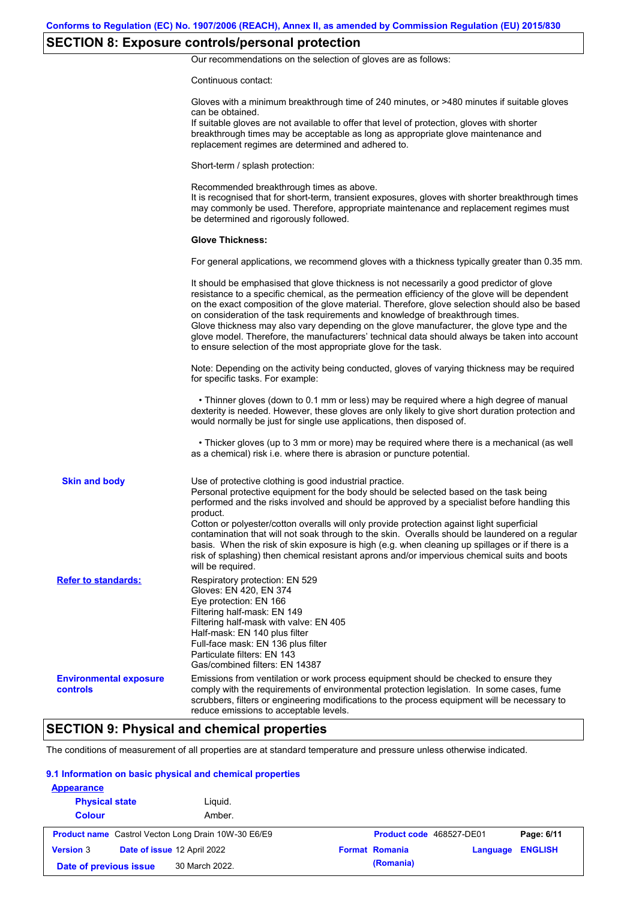## SECTION 8: Exposure controls/personal protection

Our recommendations on the selection of gloves are as follows:

Continuous contact:

Gloves with a minimum breakthrough time of 240 minutes, or >480 minutes if suitable gloves can be obtained.
If suitable gloves are not available to offer that level of protection, gloves with shorter breakthrough times may be acceptable as long as appropriate glove maintenance and replacement regimes are determined and adhered to.

Short-term / splash protection:

Recommended breakthrough times as above.
It is recognised that for short-term, transient exposures, gloves with shorter breakthrough times may commonly be used. Therefore, appropriate maintenance and replacement regimes must be determined and rigorously followed.

**Glove Thickness:**

For general applications, we recommend gloves with a thickness typically greater than 0.35 mm.

It should be emphasised that glove thickness is not necessarily a good predictor of glove resistance to a specific chemical, as the permeation efficiency of the glove will be dependent on the exact composition of the glove material. Therefore, glove selection should also be based on consideration of the task requirements and knowledge of breakthrough times.
Glove thickness may also vary depending on the glove manufacturer, the glove type and the glove model. Therefore, the manufacturers' technical data should always be taken into account to ensure selection of the most appropriate glove for the task.

Note: Depending on the activity being conducted, gloves of varying thickness may be required for specific tasks. For example:

- Thinner gloves (down to 0.1 mm or less) may be required where a high degree of manual dexterity is needed. However, these gloves are only likely to give short duration protection and would normally be just for single use applications, then disposed of.

- Thicker gloves (up to 3 mm or more) may be required where there is a mechanical (as well as a chemical) risk i.e. where there is abrasion or puncture potential.

**Skin and body**

Use of protective clothing is good industrial practice.
Personal protective equipment for the body should be selected based on the task being performed and the risks involved and should be approved by a specialist before handling this product.
Cotton or polyester/cotton overalls will only provide protection against light superficial contamination that will not soak through to the skin. Overalls should be laundered on a regular basis. When the risk of skin exposure is high (e.g. when cleaning up spillages or if there is a risk of splashing) then chemical resistant aprons and/or impervious chemical suits and boots will be required.

**Refer to standards:**

Respiratory protection: EN 529
Gloves: EN 420, EN 374
Eye protection: EN 166
Filtering half-mask: EN 149
Filtering half-mask with valve: EN 405
Half-mask: EN 140 plus filter
Full-face mask: EN 136 plus filter
Particulate filters: EN 143
Gas/combined filters: EN 14387

**Environmental exposure controls**

Emissions from ventilation or work process equipment should be checked to ensure they comply with the requirements of environmental protection legislation. In some cases, fume scrubbers, filters or engineering modifications to the process equipment will be necessary to reduce emissions to acceptable levels.

## SECTION 9: Physical and chemical properties

The conditions of measurement of all properties are at standard temperature and pressure unless otherwise indicated.

### 9.1 Information on basic physical and chemical properties

**Appearance**

**Physical state** Liquid.

**Colour** Amber.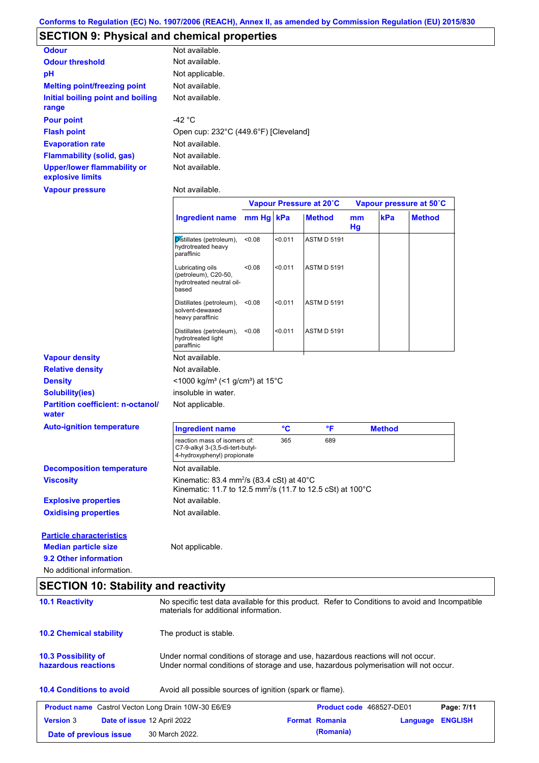Conforms to Regulation (EC) No. 1907/2006 (REACH), Annex II, as amended by Commission Regulation (EU) 2015/830

## SECTION 9: Physical and chemical properties

**Odour** Not available.

**Odour threshold** Not available.

**pH** Not applicable.

**Melting point/freezing point** Not available.

**Initial boiling point and boiling range** Not available.

**Pour point** -42 °C

**Flash point** Open cup: 232°C (449.6°F) [Cleveland]

**Evaporation rate** Not available.

**Flammability (solid, gas)** Not available.

**Upper/lower flammability or explosive limits** Not available.

**Vapour pressure** Not available.

| Ingredient name | Vapour Pressure at 20˚C mm Hg | kPa | Method | Vapour pressure at 50˚C mm Hg | kPa | Method |
|---|---|---|---|---|---|---|
| Distillates (petroleum), hydrotreated heavy paraffinic | <0.08 | <0.011 | ASTM D 5191 | | | |
| Lubricating oils (petroleum), C20-50, hydrotreated neutral oil-based | <0.08 | <0.011 | ASTM D 5191 | | | |
| Distillates (petroleum), solvent-dewaxed heavy paraffinic | <0.08 | <0.011 | ASTM D 5191 | | | |
| Distillates (petroleum), hydrotreated light paraffinic | <0.08 | <0.011 | ASTM D 5191 | | | |

**Vapour density** Not available.

**Relative density** Not available.

**Density** <1000 kg/m³ (<1 g/cm³) at 15°C

**Solubility(ies)** insoluble in water.

**Partition coefficient: n-octanol/water** Not applicable.

**Auto-ignition temperature**

| Ingredient name | °C | °F | Method |
|---|---|---|---|
| reaction mass of isomers of: C7-9-alkyl 3-(3,5-di-tert-butyl-4-hydroxyphenyl) propionate | 365 | 689 | |

**Decomposition temperature** Not available.

**Viscosity** Kinematic: 83.4 mm²/s (83.4 cSt) at 40°C
Kinematic: 11.7 to 12.5 mm²/s (11.7 to 12.5 cSt) at 100°C

**Explosive properties** Not available.

**Oxidising properties** Not available.

**Particle characteristics**

**Median particle size** Not applicable.

**9.2 Other information**

No additional information.

## SECTION 10: Stability and reactivity

**10.1 Reactivity** No specific test data available for this product. Refer to Conditions to avoid and Incompatible materials for additional information.

**10.2 Chemical stability** The product is stable.

**10.3 Possibility of hazardous reactions** Under normal conditions of storage and use, hazardous reactions will not occur.
Under normal conditions of storage and use, hazardous polymerisation will not occur.

**10.4 Conditions to avoid** Avoid all possible sources of ignition (spark or flame).

| Product name | Castrol Vecton Long Drain 10W-30 E6/E9 | Product code | 468527-DE01 | Page: 7/11 |
|---|---|---|---|---|
| Version 3 | Date of issue 12 April 2022 | Format Romania (Romania) | Language ENGLISH | |
| Date of previous issue | 30 March 2022. | | | |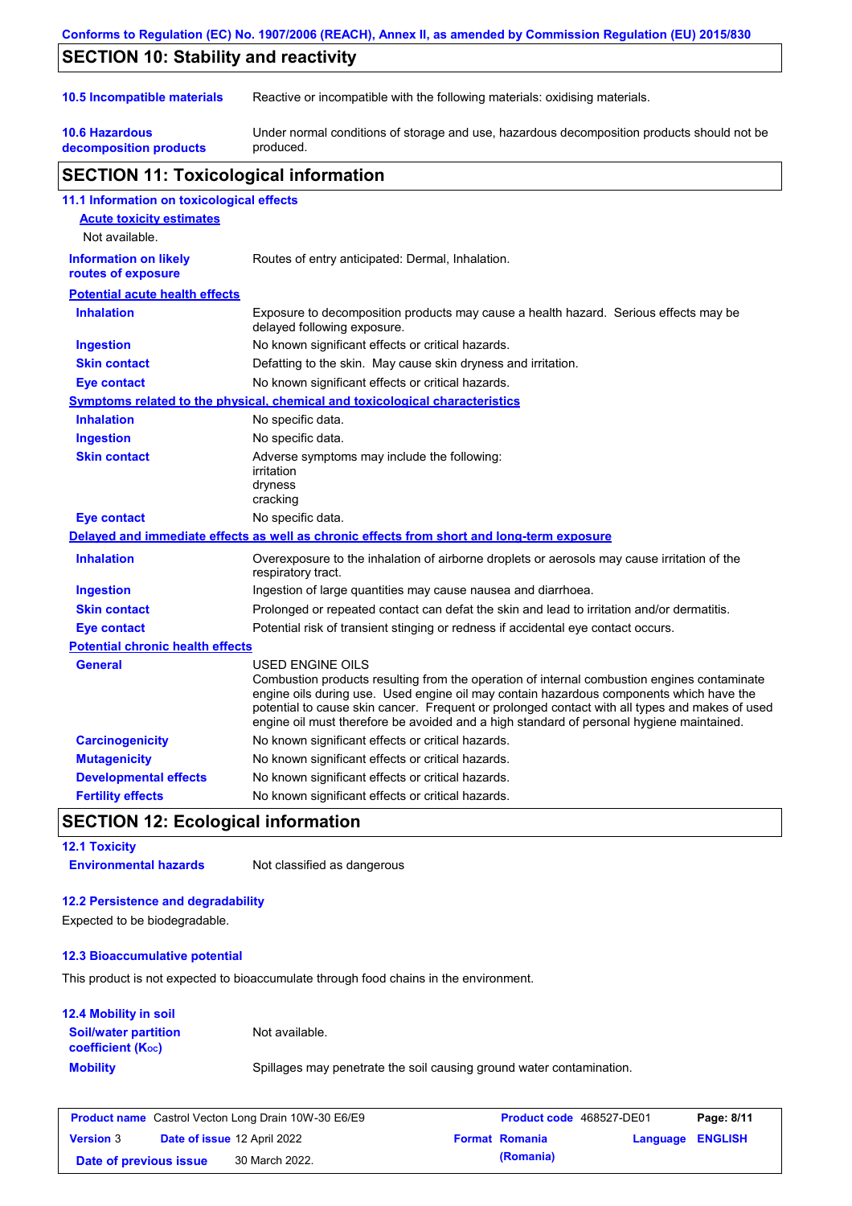## SECTION 10: Stability and reactivity

| | |
|---|---|
| **10.5 Incompatible materials** | Reactive or incompatible with the following materials: oxidising materials. |
| **10.6 Hazardous decomposition products** | Under normal conditions of storage and use, hazardous decomposition products should not be produced. |

## SECTION 11: Toxicological information

### 11.1 Information on toxicological effects

**Acute toxicity estimates**

Not available.

| | |
|---|---|
| **Information on likely routes of exposure** | Routes of entry anticipated: Dermal, Inhalation. |

**Potential acute health effects**

| | |
|---|---|
| **Inhalation** | Exposure to decomposition products may cause a health hazard. Serious effects may be delayed following exposure. |
| **Ingestion** | No known significant effects or critical hazards. |
| **Skin contact** | Defatting to the skin. May cause skin dryness and irritation. |
| **Eye contact** | No known significant effects or critical hazards. |

**Symptoms related to the physical, chemical and toxicological characteristics**

| | |
|---|---|
| **Inhalation** | No specific data. |
| **Ingestion** | No specific data. |
| **Skin contact** | Adverse symptoms may include the following:<br>irritation<br>dryness<br>cracking |
| **Eye contact** | No specific data. |

**Delayed and immediate effects as well as chronic effects from short and long-term exposure**

| | |
|---|---|
| **Inhalation** | Overexposure to the inhalation of airborne droplets or aerosols may cause irritation of the respiratory tract. |
| **Ingestion** | Ingestion of large quantities may cause nausea and diarrhoea. |
| **Skin contact** | Prolonged or repeated contact can defat the skin and lead to irritation and/or dermatitis. |
| **Eye contact** | Potential risk of transient stinging or redness if accidental eye contact occurs. |

**Potential chronic health effects**

| | |
|---|---|
| **General** | USED ENGINE OILS<br>Combustion products resulting from the operation of internal combustion engines contaminate engine oils during use. Used engine oil may contain hazardous components which have the potential to cause skin cancer. Frequent or prolonged contact with all types and makes of used engine oil must therefore be avoided and a high standard of personal hygiene maintained. |
| **Carcinogenicity** | No known significant effects or critical hazards. |
| **Mutagenicity** | No known significant effects or critical hazards. |
| **Developmental effects** | No known significant effects or critical hazards. |
| **Fertility effects** | No known significant effects or critical hazards. |

## SECTION 12: Ecological information

### 12.1 Toxicity

| | |
|---|---|
| **Environmental hazards** | Not classified as dangerous |

### 12.2 Persistence and degradability

Expected to be biodegradable.

### 12.3 Bioaccumulative potential

This product is not expected to bioaccumulate through food chains in the environment.

### 12.4 Mobility in soil

| | |
|---|---|
| **Soil/water partition coefficient ($K_{OC}$)** | Not available. |
| **Mobility** | Spillages may penetrate the soil causing ground water contamination. |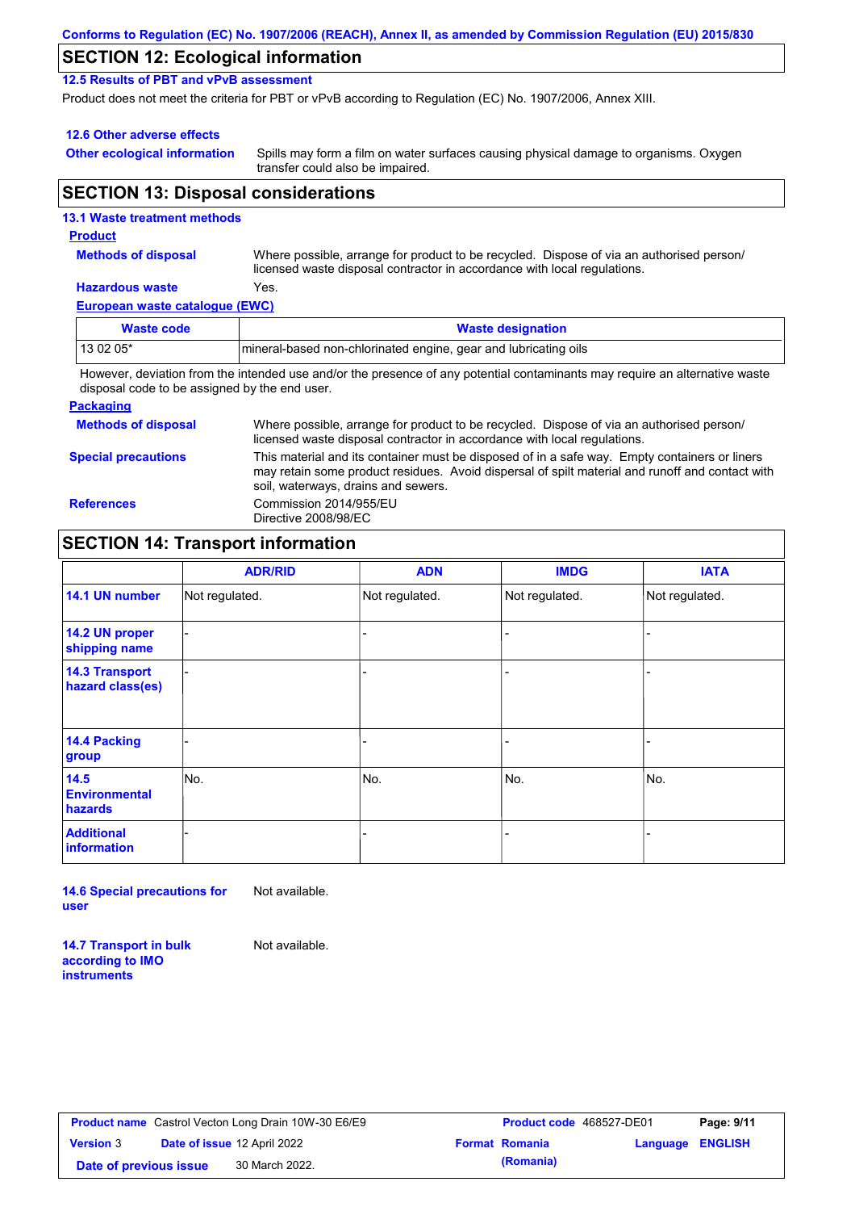## SECTION 12: Ecological information

### 12.5 Results of PBT and vPvB assessment

Product does not meet the criteria for PBT or vPvB according to Regulation (EC) No. 1907/2006, Annex XIII.

### 12.6 Other adverse effects

**Other ecological information** Spills may form a film on water surfaces causing physical damage to organisms. Oxygen transfer could also be impaired.

## SECTION 13: Disposal considerations

### 13.1 Waste treatment methods

**Product**

**Methods of disposal** Where possible, arrange for product to be recycled. Dispose of via an authorised person/ licensed waste disposal contractor in accordance with local regulations.

**Hazardous waste** Yes.

**European waste catalogue (EWC)**

| Waste code | Waste designation |
|---|---|
| 13 02 05* | mineral-based non-chlorinated engine, gear and lubricating oils |

However, deviation from the intended use and/or the presence of any potential contaminants may require an alternative waste disposal code to be assigned by the end user.

**Packaging**

**Methods of disposal** Where possible, arrange for product to be recycled. Dispose of via an authorised person/ licensed waste disposal contractor in accordance with local regulations.

**Special precautions** This material and its container must be disposed of in a safe way. Empty containers or liners may retain some product residues. Avoid dispersal of spilt material and runoff and contact with soil, waterways, drains and sewers.

**References** Commission 2014/955/EU
Directive 2008/98/EC

## SECTION 14: Transport information

| | ADR/RID | ADN | IMDG | IATA |
|---|---|---|---|---|
| 14.1 UN number | Not regulated. | Not regulated. | Not regulated. | Not regulated. |
| 14.2 UN proper shipping name | - | - | - | - |
| 14.3 Transport hazard class(es) | - | - | - | - |
| 14.4 Packing group | - | - | - | - |
| 14.5 Environmental hazards | No. | No. | No. | No. |
| Additional information | - | - | - | - |

**14.6 Special precautions for user** Not available.

**14.7 Transport in bulk according to IMO instruments** Not available.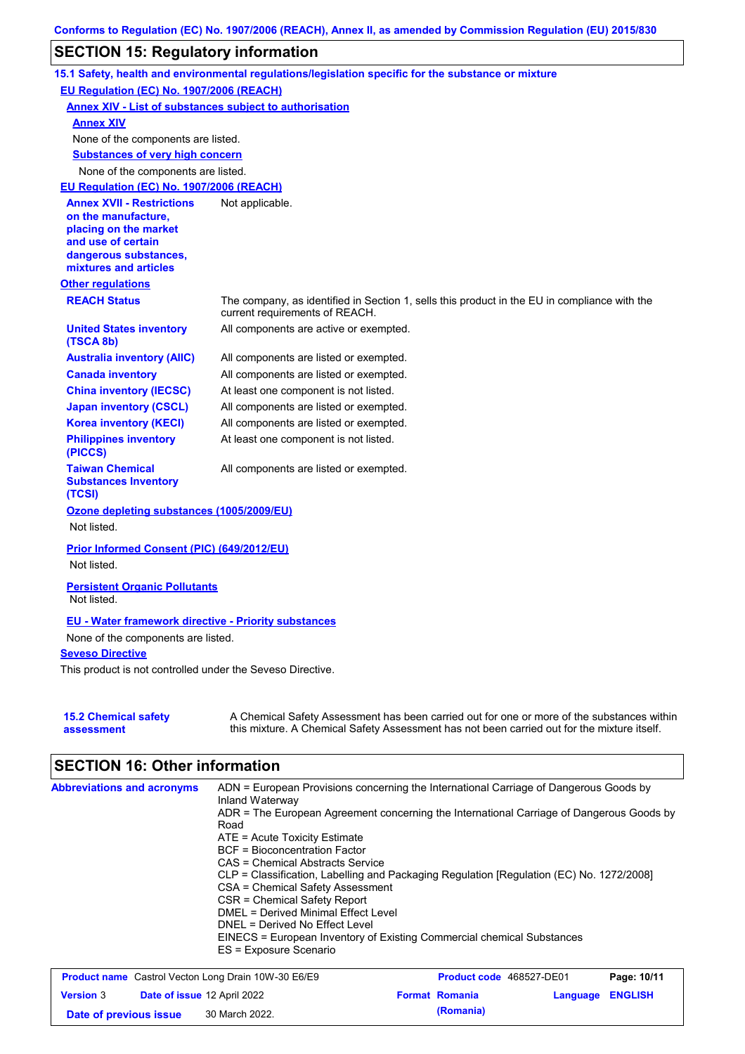## SECTION 15: Regulatory information

### 15.1 Safety, health and environmental regulations/legislation specific for the substance or mixture

**EU Regulation (EC) No. 1907/2006 (REACH)**

**Annex XIV - List of substances subject to authorisation**

**Annex XIV**

None of the components are listed.

**Substances of very high concern**

None of the components are listed.

**EU Regulation (EC) No. 1907/2006 (REACH)**

| | |
|---|---|
| **Annex XVII - Restrictions on the manufacture, placing on the market and use of certain dangerous substances, mixtures and articles** | Not applicable. |

**Other regulations**

| | |
|---|---|
| **REACH Status** | The company, as identified in Section 1, sells this product in the EU in compliance with the current requirements of REACH. |
| **United States inventory (TSCA 8b)** | All components are active or exempted. |
| **Australia inventory (AIIC)** | All components are listed or exempted. |
| **Canada inventory** | All components are listed or exempted. |
| **China inventory (IECSC)** | At least one component is not listed. |
| **Japan inventory (CSCL)** | All components are listed or exempted. |
| **Korea inventory (KECI)** | All components are listed or exempted. |
| **Philippines inventory (PICCS)** | At least one component is not listed. |
| **Taiwan Chemical Substances Inventory (TCSI)** | All components are listed or exempted. |

**Ozone depleting substances (1005/2009/EU)**

Not listed.

**Prior Informed Consent (PIC) (649/2012/EU)**

Not listed.

**Persistent Organic Pollutants**

Not listed.

**EU - Water framework directive - Priority substances**

None of the components are listed.

**Seveso Directive**

This product is not controlled under the Seveso Directive.

| | |
|---|---|
| **15.2 Chemical safety assessment** | A Chemical Safety Assessment has been carried out for one or more of the substances within this mixture. A Chemical Safety Assessment has not been carried out for the mixture itself. |

## SECTION 16: Other information

**Abbreviations and acronyms**

ADN = European Provisions concerning the International Carriage of Dangerous Goods by Inland Waterway
ADR = The European Agreement concerning the International Carriage of Dangerous Goods by Road
ATE = Acute Toxicity Estimate
BCF = Bioconcentration Factor
CAS = Chemical Abstracts Service
CLP = Classification, Labelling and Packaging Regulation [Regulation (EC) No. 1272/2008]
CSA = Chemical Safety Assessment
CSR = Chemical Safety Report
DMEL = Derived Minimal Effect Level
DNEL = Derived No Effect Level
EINECS = European Inventory of Existing Commercial chemical Substances
ES = Exposure Scenario

| | | | |
|---|---|---|---|
| **Product name** Castrol Vecton Long Drain 10W-30 E6/E9 | | **Product code** 468527-DE01 | |
| **Version** 3 | **Date of issue** 12 April 2022 | **Format** Romania (Romania) | **Language** ENGLISH |
| **Date of previous issue** 30 March 2022. | | | |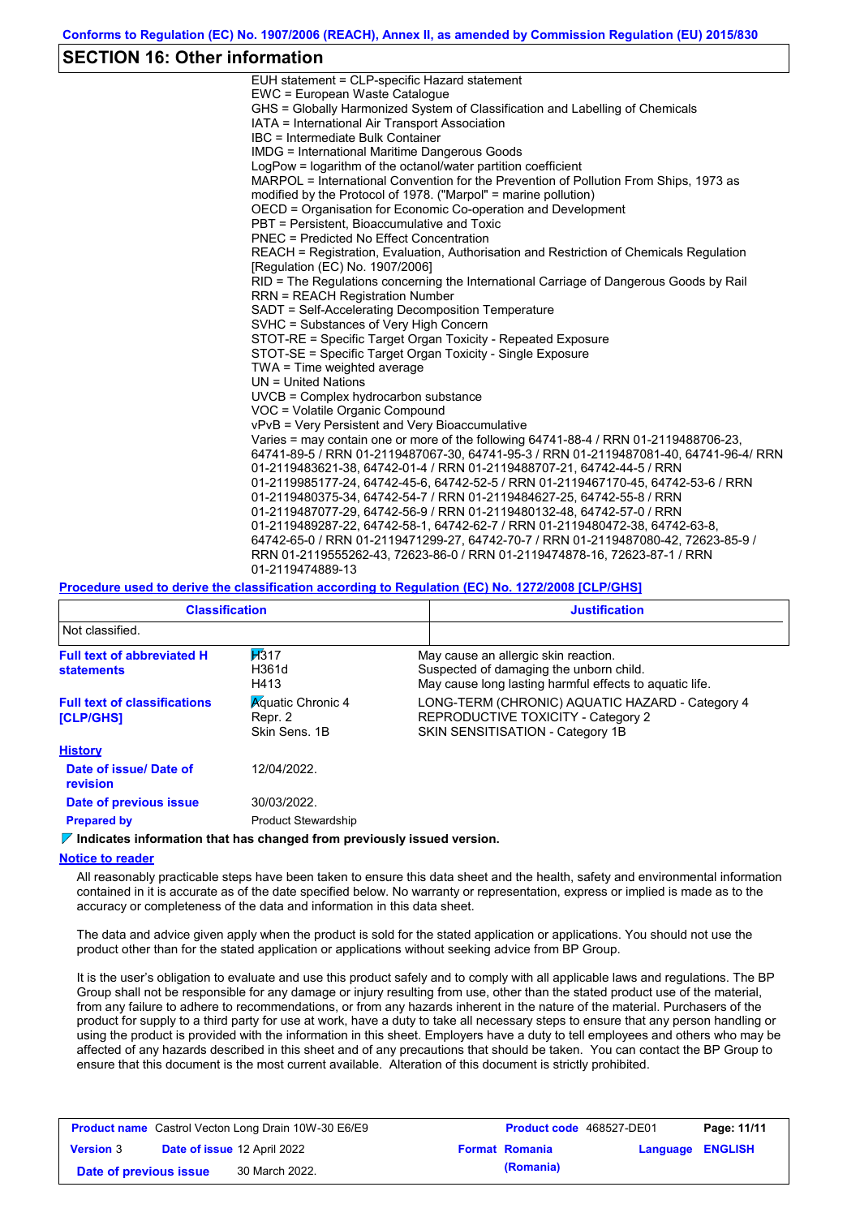## SECTION 16: Other information

EUH statement = CLP-specific Hazard statement
EWC = European Waste Catalogue
GHS = Globally Harmonized System of Classification and Labelling of Chemicals
IATA = International Air Transport Association
IBC = Intermediate Bulk Container
IMDG = International Maritime Dangerous Goods
LogPow = logarithm of the octanol/water partition coefficient
MARPOL = International Convention for the Prevention of Pollution From Ships, 1973 as modified by the Protocol of 1978. ("Marpol" = marine pollution)
OECD = Organisation for Economic Co-operation and Development
PBT = Persistent, Bioaccumulative and Toxic
PNEC = Predicted No Effect Concentration
REACH = Registration, Evaluation, Authorisation and Restriction of Chemicals Regulation [Regulation (EC) No. 1907/2006]
RID = The Regulations concerning the International Carriage of Dangerous Goods by Rail
RRN = REACH Registration Number
SADT = Self-Accelerating Decomposition Temperature
SVHC = Substances of Very High Concern
STOT-RE = Specific Target Organ Toxicity - Repeated Exposure
STOT-SE = Specific Target Organ Toxicity - Single Exposure
TWA = Time weighted average
UN = United Nations
UVCB = Complex hydrocarbon substance
VOC = Volatile Organic Compound
vPvB = Very Persistent and Very Bioaccumulative
Varies = may contain one or more of the following 64741-88-4 / RRN 01-2119488706-23, 64741-89-5 / RRN 01-2119487067-30, 64741-95-3 / RRN 01-2119487081-40, 64741-96-4/ RRN 01-2119483621-38, 64742-01-4 / RRN 01-2119488707-21, 64742-44-5 / RRN 01-2119985177-24, 64742-45-6, 64742-52-5 / RRN 01-2119467170-45, 64742-53-6 / RRN 01-2119480375-34, 64742-54-7 / RRN 01-2119484627-25, 64742-55-8 / RRN 01-2119487077-29, 64742-56-9 / RRN 01-2119480132-48, 64742-57-0 / RRN 01-2119489287-22, 64742-58-1, 64742-62-7 / RRN 01-2119480472-38, 64742-63-8, 64742-65-0 / RRN 01-2119471299-27, 64742-70-7 / RRN 01-2119487080-42, 72623-85-9 / RRN 01-2119555262-43, 72623-86-0 / RRN 01-2119474878-16, 72623-87-1 / RRN 01-2119474889-13

**Procedure used to derive the classification according to Regulation (EC) No. 1272/2008 [CLP/GHS]**

| Classification | Justification |
|---|---|
| Not classified. | |

**Full text of abbreviated H statements**

| | |
|---|---|
| H317 | May cause an allergic skin reaction. |
| H361d | Suspected of damaging the unborn child. |
| H413 | May cause long lasting harmful effects to aquatic life. |

**Full text of classifications [CLP/GHS]**

| | |
|---|---|
| Aquatic Chronic 4 | LONG-TERM (CHRONIC) AQUATIC HAZARD - Category 4 |
| Repr. 2 | REPRODUCTIVE TOXICITY - Category 2 |
| Skin Sens. 1B | SKIN SENSITISATION - Category 1B |

**History**

**Date of issue/ Date of revision** 12/04/2022.

**Date of previous issue** 30/03/2022.

**Prepared by** Product Stewardship

**Indicates information that has changed from previously issued version.**

**Notice to reader**

All reasonably practicable steps have been taken to ensure this data sheet and the health, safety and environmental information contained in it is accurate as of the date specified below. No warranty or representation, express or implied is made as to the accuracy or completeness of the data and information in this data sheet.

The data and advice given apply when the product is sold for the stated application or applications. You should not use the product other than for the stated application or applications without seeking advice from BP Group.

It is the user's obligation to evaluate and use this product safely and to comply with all applicable laws and regulations. The BP Group shall not be responsible for any damage or injury resulting from use, other than the stated product use of the material, from any failure to adhere to recommendations, or from any hazards inherent in the nature of the material. Purchasers of the product for supply to a third party for use at work, have a duty to take all necessary steps to ensure that any person handling or using the product is provided with the information in this sheet. Employers have a duty to tell employees and others who may be affected of any hazards described in this sheet and of any precautions that should be taken. You can contact the BP Group to ensure that this document is the most current available. Alteration of this document is strictly prohibited.